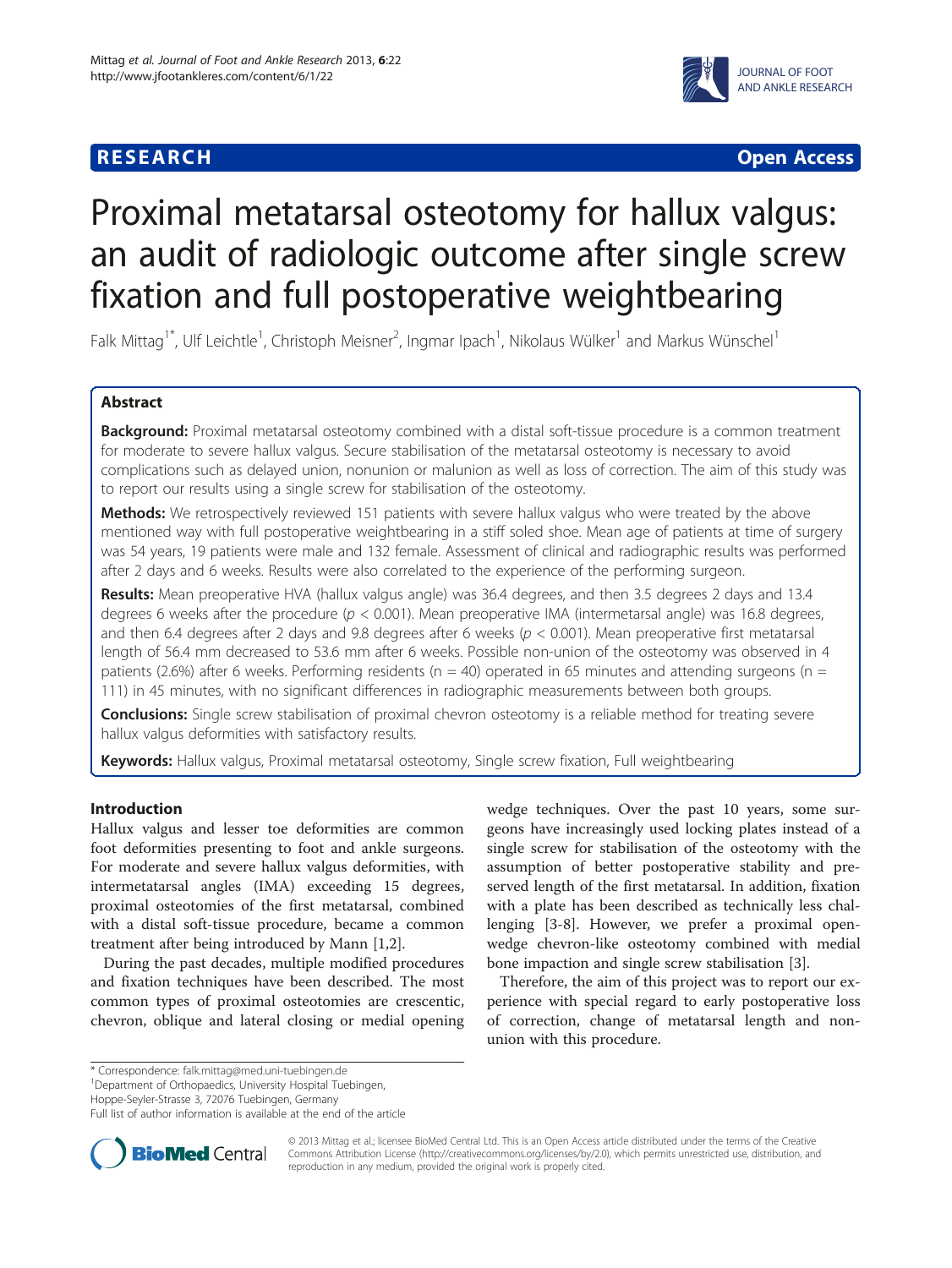**RESEARCH** **Open Access**

# Proximal metatarsal osteotomy for hallux valgus: an audit of radiologic outcome after single screw fixation and full postoperative weightbearing

Falk Mittag[1*], Ulf Leichtle[1], Christoph Meisner[2], Ingmar Ipach[1], Nikolaus Wülker[1] and Markus Wünschel[1]

## Abstract

**Background:** Proximal metatarsal osteotomy combined with a distal soft-tissue procedure is a common treatment for moderate to severe hallux valgus. Secure stabilisation of the metatarsal osteotomy is necessary to avoid complications such as delayed union, nonunion or malunion as well as loss of correction. The aim of this study was to report our results using a single screw for stabilisation of the osteotomy.

**Methods:** We retrospectively reviewed 151 patients with severe hallux valgus who were treated by the above mentioned way with full postoperative weightbearing in a stiff soled shoe. Mean age of patients at time of surgery was 54 years, 19 patients were male and 132 female. Assessment of clinical and radiographic results was performed after 2 days and 6 weeks. Results were also correlated to the experience of the performing surgeon.

**Results:** Mean preoperative HVA (hallux valgus angle) was 36.4 degrees, and then 3.5 degrees 2 days and 13.4 degrees 6 weeks after the procedure ($p < 0.001$). Mean preoperative IMA (intermetarsal angle) was 16.8 degrees, and then 6.4 degrees after 2 days and 9.8 degrees after 6 weeks ($p < 0.001$). Mean preoperative first metatarsal length of 56.4 mm decreased to 53.6 mm after 6 weeks. Possible non-union of the osteotomy was observed in 4 patients (2.6%) after 6 weeks. Performing residents (n = 40) operated in 65 minutes and attending surgeons (n = 111) in 45 minutes, with no significant differences in radiographic measurements between both groups.

**Conclusions:** Single screw stabilisation of proximal chevron osteotomy is a reliable method for treating severe hallux valgus deformities with satisfactory results.

**Keywords:** Hallux valgus, Proximal metatarsal osteotomy, Single screw fixation, Full weightbearing

## Introduction

Hallux valgus and lesser toe deformities are common foot deformities presenting to foot and ankle surgeons. For moderate and severe hallux valgus deformities, with intermetatarsal angles (IMA) exceeding 15 degrees, proximal osteotomies of the first metatarsal, combined with a distal soft-tissue procedure, became a common treatment after being introduced by Mann [1,2].

During the past decades, multiple modified procedures and fixation techniques have been described. The most common types of proximal osteotomies are crescentic, chevron, oblique and lateral closing or medial opening wedge techniques. Over the past 10 years, some surgeons have increasingly used locking plates instead of a single screw for stabilisation of the osteotomy with the assumption of better postoperative stability and preserved length of the first metatarsal. In addition, fixation with a plate has been described as technically less challenging [3-8]. However, we prefer a proximal open-wedge chevron-like osteotomy combined with medial bone impaction and single screw stabilisation [3].

Therefore, the aim of this project was to report our experience with special regard to early postoperative loss of correction, change of metatarsal length and non-union with this procedure.

\* Correspondence: falk.mittag@med.uni-tuebingen.de
[1]Department of Orthopaedics, University Hospital Tuebingen, Hoppe-Seyler-Strasse 3, 72076 Tuebingen, Germany
Full list of author information is available at the end of the article

© 2013 Mittag et al.; licensee BioMed Central Ltd. This is an Open Access article distributed under the terms of the Creative Commons Attribution License (http://creativecommons.org/licenses/by/2.0), which permits unrestricted use, distribution, and reproduction in any medium, provided the original work is properly cited.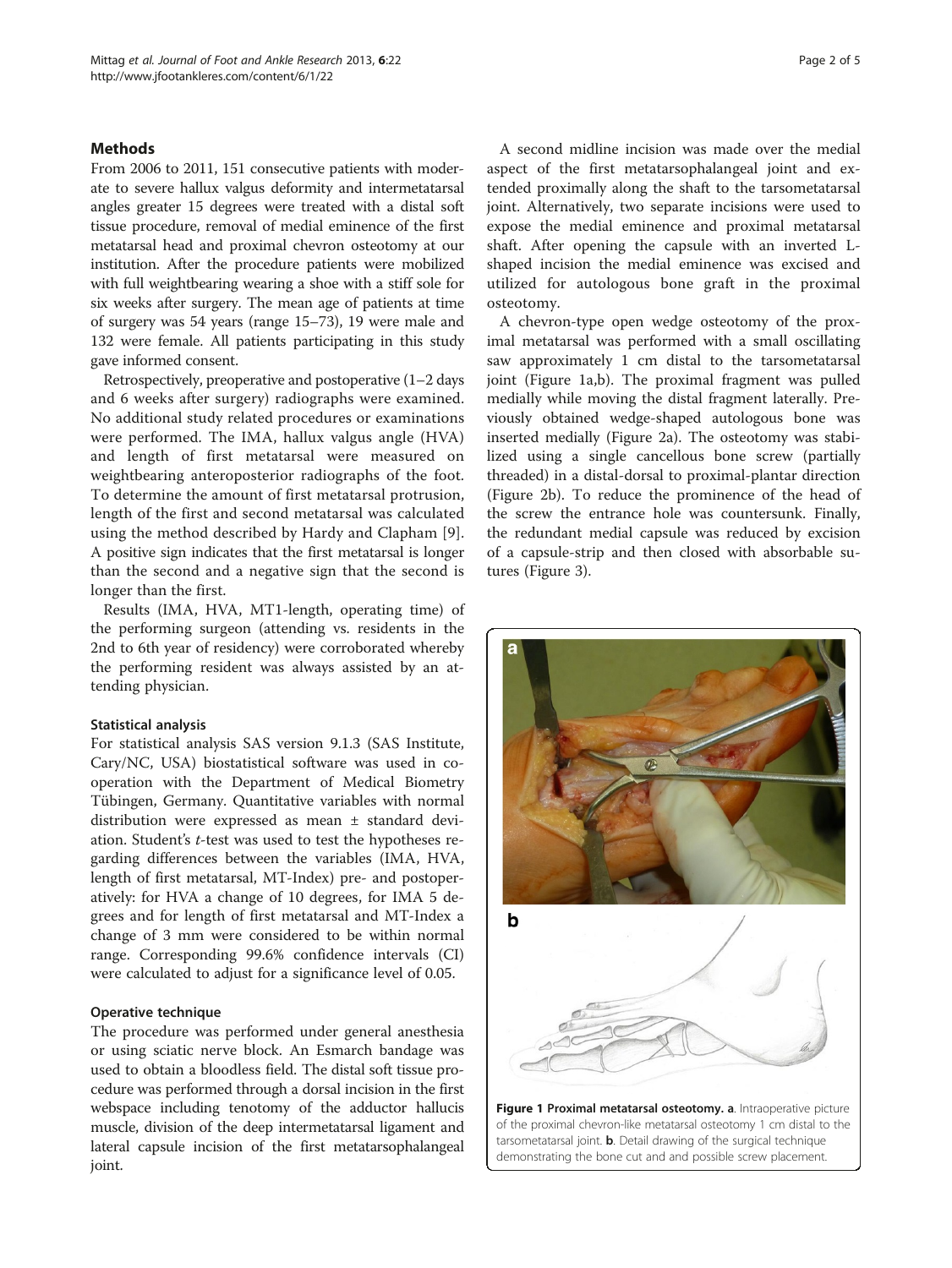## Methods

From 2006 to 2011, 151 consecutive patients with moderate to severe hallux valgus deformity and intermetatarsal angles greater 15 degrees were treated with a distal soft tissue procedure, removal of medial eminence of the first metatarsal head and proximal chevron osteotomy at our institution. After the procedure patients were mobilized with full weightbearing wearing a shoe with a stiff sole for six weeks after surgery. The mean age of patients at time of surgery was 54 years (range 15–73), 19 were male and 132 were female. All patients participating in this study gave informed consent.

Retrospectively, preoperative and postoperative (1–2 days and 6 weeks after surgery) radiographs were examined. No additional study related procedures or examinations were performed. The IMA, hallux valgus angle (HVA) and length of first metatarsal were measured on weightbearing anteroposterior radiographs of the foot. To determine the amount of first metatarsal protrusion, length of the first and second metatarsal was calculated using the method described by Hardy and Clapham [9]. A positive sign indicates that the first metatarsal is longer than the second and a negative sign that the second is longer than the first.

Results (IMA, HVA, MT1-length, operating time) of the performing surgeon (attending vs. residents in the 2nd to 6th year of residency) were corroborated whereby the performing resident was always assisted by an attending physician.

### Statistical analysis

For statistical analysis SAS version 9.1.3 (SAS Institute, Cary/NC, USA) biostatistical software was used in cooperation with the Department of Medical Biometry Tübingen, Germany. Quantitative variables with normal distribution were expressed as mean ± standard deviation. Student's *t*-test was used to test the hypotheses regarding differences between the variables (IMA, HVA, length of first metatarsal, MT-Index) pre- and postoperatively: for HVA a change of 10 degrees, for IMA 5 degrees and for length of first metatarsal and MT-Index a change of 3 mm were considered to be within normal range. Corresponding 99.6% confidence intervals (CI) were calculated to adjust for a significance level of 0.05.

### Operative technique

The procedure was performed under general anesthesia or using sciatic nerve block. An Esmarch bandage was used to obtain a bloodless field. The distal soft tissue procedure was performed through a dorsal incision in the first webspace including tenotomy of the adductor hallucis muscle, division of the deep intermetatarsal ligament and lateral capsule incision of the first metatarsophalangeal joint.

A second midline incision was made over the medial aspect of the first metatarsophalangeal joint and extended proximally along the shaft to the tarsometatarsal joint. Alternatively, two separate incisions were used to expose the medial eminence and proximal metatarsal shaft. After opening the capsule with an inverted L-shaped incision the medial eminence was excised and utilized for autologous bone graft in the proximal osteotomy.

A chevron-type open wedge osteotomy of the proximal metatarsal was performed with a small oscillating saw approximately 1 cm distal to the tarsometatarsal joint (Figure 1a,b). The proximal fragment was pulled medially while moving the distal fragment laterally. Previously obtained wedge-shaped autologous bone was inserted medially (Figure 2a). The osteotomy was stabilized using a single cancellous bone screw (partially threaded) in a distal-dorsal to proximal-plantar direction (Figure 2b). To reduce the prominence of the head of the screw the entrance hole was countersunk. Finally, the redundant medial capsule was reduced by excision of a capsule-strip and then closed with absorbable sutures (Figure 3).

**Figure 1 Proximal metatarsal osteotomy. a**. Intraoperative picture of the proximal chevron-like metatarsal osteotomy 1 cm distal to the tarsometatarsal joint. **b**. Detail drawing of the surgical technique demonstrating the bone cut and and possible screw placement.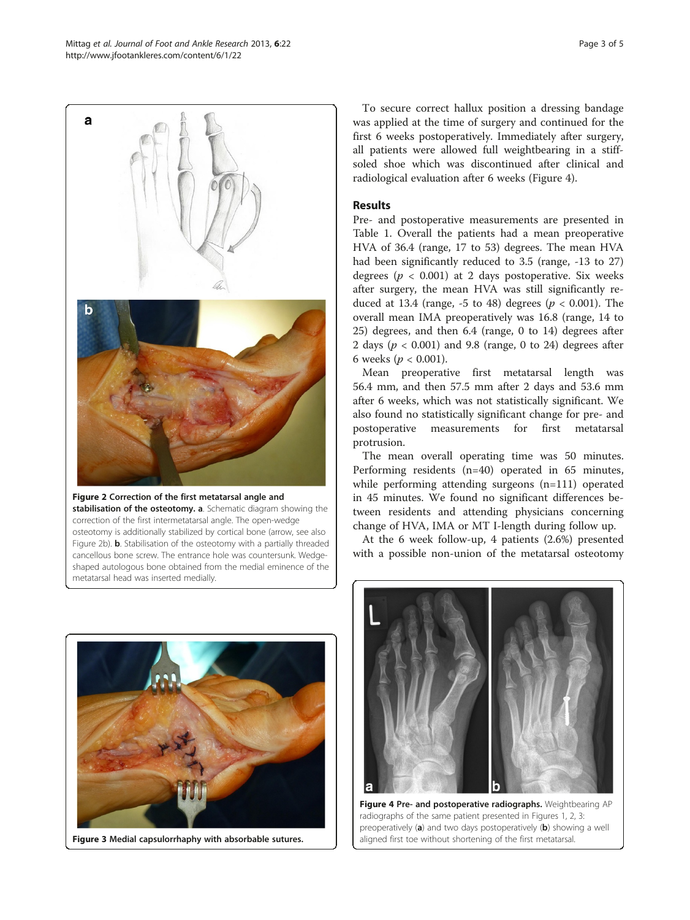**Figure 2 Correction of the first metatarsal angle and stabilisation of the osteotomy. a**. Schematic diagram showing the correction of the first intermetatarsal angle. The open-wedge osteotomy is additionally stabilized by cortical bone (arrow, see also Figure 2b). **b**. Stabilisation of the osteotomy with a partially threaded cancellous bone screw. The entrance hole was countersunk. Wedge-shaped autologous bone obtained from the medial eminence of the metatarsal head was inserted medially.

**Figure 3 Medial capsulorrhaphy with absorbable sutures.**

To secure correct hallux position a dressing bandage was applied at the time of surgery and continued for the first 6 weeks postoperatively. Immediately after surgery, all patients were allowed full weightbearing in a stiff-soled shoe which was discontinued after clinical and radiological evaluation after 6 weeks (Figure 4).

## Results

Pre- and postoperative measurements are presented in Table 1. Overall the patients had a mean preoperative HVA of 36.4 (range, 17 to 53) degrees. The mean HVA had been significantly reduced to 3.5 (range, -13 to 27) degrees ($p < 0.001$) at 2 days postoperative. Six weeks after surgery, the mean HVA was still significantly reduced at 13.4 (range, -5 to 48) degrees ($p < 0.001$). The overall mean IMA preoperatively was 16.8 (range, 14 to 25) degrees, and then 6.4 (range, 0 to 14) degrees after 2 days ($p < 0.001$) and 9.8 (range, 0 to 24) degrees after 6 weeks ($p < 0.001$).

Mean preoperative first metatarsal length was 56.4 mm, and then 57.5 mm after 2 days and 53.6 mm after 6 weeks, which was not statistically significant. We also found no statistically significant change for pre- and postoperative measurements for first metatarsal protrusion.

The mean overall operating time was 50 minutes. Performing residents (n=40) operated in 65 minutes, while performing attending surgeons (n=111) operated in 45 minutes. We found no significant differences between residents and attending physicians concerning change of HVA, IMA or MT I-length during follow up.

At the 6 week follow-up, 4 patients (2.6%) presented with a possible non-union of the metatarsal osteotomy

**Figure 4 Pre- and postoperative radiographs.** Weightbearing AP radiographs of the same patient presented in Figures 1, 2, 3: preoperatively (**a**) and two days postoperatively (**b**) showing a well aligned first toe without shortening of the first metatarsal.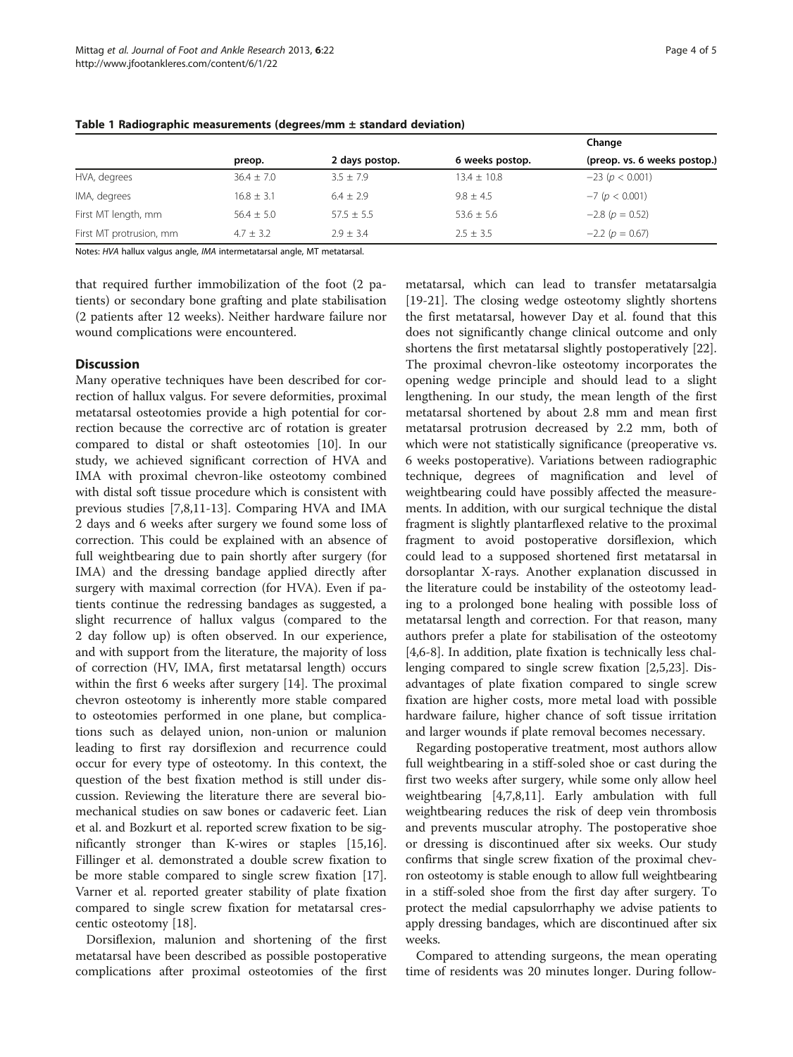**Table 1 Radiographic measurements (degrees/mm ± standard deviation)**

| | preop. | 2 days postop. | 6 weeks postop. | Change (preop. vs. 6 weeks postop.) |
|---|---|---|---|---|
| HVA, degrees | 36.4 ± 7.0 | 3.5 ± 7.9 | 13.4 ± 10.8 | −23 ($p < 0.001$) |
| IMA, degrees | 16.8 ± 3.1 | 6.4 ± 2.9 | 9.8 ± 4.5 | −7 ($p < 0.001$) |
| First MT length, mm | 56.4 ± 5.0 | 57.5 ± 5.5 | 53.6 ± 5.6 | −2.8 ($p = 0.52$) |
| First MT protrusion, mm | 4.7 ± 3.2 | 2.9 ± 3.4 | 2.5 ± 3.5 | −2.2 ($p = 0.67$) |

Notes: *HVA* hallux valgus angle, *IMA* intermetatarsal angle, MT metatarsal.

that required further immobilization of the foot (2 patients) or secondary bone grafting and plate stabilisation (2 patients after 12 weeks). Neither hardware failure nor wound complications were encountered.

## Discussion

Many operative techniques have been described for correction of hallux valgus. For severe deformities, proximal metatarsal osteotomies provide a high potential for correction because the corrective arc of rotation is greater compared to distal or shaft osteotomies [10]. In our study, we achieved significant correction of HVA and IMA with proximal chevron-like osteotomy combined with distal soft tissue procedure which is consistent with previous studies [7,8,11-13]. Comparing HVA and IMA 2 days and 6 weeks after surgery we found some loss of correction. This could be explained with an absence of full weightbearing due to pain shortly after surgery (for IMA) and the dressing bandage applied directly after surgery with maximal correction (for HVA). Even if patients continue the redressing bandages as suggested, a slight recurrence of hallux valgus (compared to the 2 day follow up) is often observed. In our experience, and with support from the literature, the majority of loss of correction (HV, IMA, first metatarsal length) occurs within the first 6 weeks after surgery [14]. The proximal chevron osteotomy is inherently more stable compared to osteotomies performed in one plane, but complications such as delayed union, non-union or malunion leading to first ray dorsiflexion and recurrence could occur for every type of osteotomy. In this context, the question of the best fixation method is still under discussion. Reviewing the literature there are several biomechanical studies on saw bones or cadaveric feet. Lian et al. and Bozkurt et al. reported screw fixation to be significantly stronger than K-wires or staples [15,16]. Fillinger et al. demonstrated a double screw fixation to be more stable compared to single screw fixation [17]. Varner et al. reported greater stability of plate fixation compared to single screw fixation for metatarsal crescentic osteotomy [18].

Dorsiflexion, malunion and shortening of the first metatarsal have been described as possible postoperative complications after proximal osteotomies of the first metatarsal, which can lead to transfer metatarsalgia [19-21]. The closing wedge osteotomy slightly shortens the first metatarsal, however Day et al. found that this does not significantly change clinical outcome and only shortens the first metatarsal slightly postoperatively [22]. The proximal chevron-like osteotomy incorporates the opening wedge principle and should lead to a slight lengthening. In our study, the mean length of the first metatarsal shortened by about 2.8 mm and mean first metatarsal protrusion decreased by 2.2 mm, both of which were not statistically significance (preoperative vs. 6 weeks postoperative). Variations between radiographic technique, degrees of magnification and level of weightbearing could have possibly affected the measurements. In addition, with our surgical technique the distal fragment is slightly plantarflexed relative to the proximal fragment to avoid postoperative dorsiflexion, which could lead to a supposed shortened first metatarsal in dorsoplantar X-rays. Another explanation discussed in the literature could be instability of the osteotomy leading to a prolonged bone healing with possible loss of metatarsal length and correction. For that reason, many authors prefer a plate for stabilisation of the osteotomy [4,6-8]. In addition, plate fixation is technically less challenging compared to single screw fixation [2,5,23]. Disadvantages of plate fixation compared to single screw fixation are higher costs, more metal load with possible hardware failure, higher chance of soft tissue irritation and larger wounds if plate removal becomes necessary.

Regarding postoperative treatment, most authors allow full weightbearing in a stiff-soled shoe or cast during the first two weeks after surgery, while some only allow heel weightbearing [4,7,8,11]. Early ambulation with full weightbearing reduces the risk of deep vein thrombosis and prevents muscular atrophy. The postoperative shoe or dressing is discontinued after six weeks. Our study confirms that single screw fixation of the proximal chevron osteotomy is stable enough to allow full weightbearing in a stiff-soled shoe from the first day after surgery. To protect the medial capsulorrhaphy we advise patients to apply dressing bandages, which are discontinued after six weeks.

Compared to attending surgeons, the mean operating time of residents was 20 minutes longer. During follow-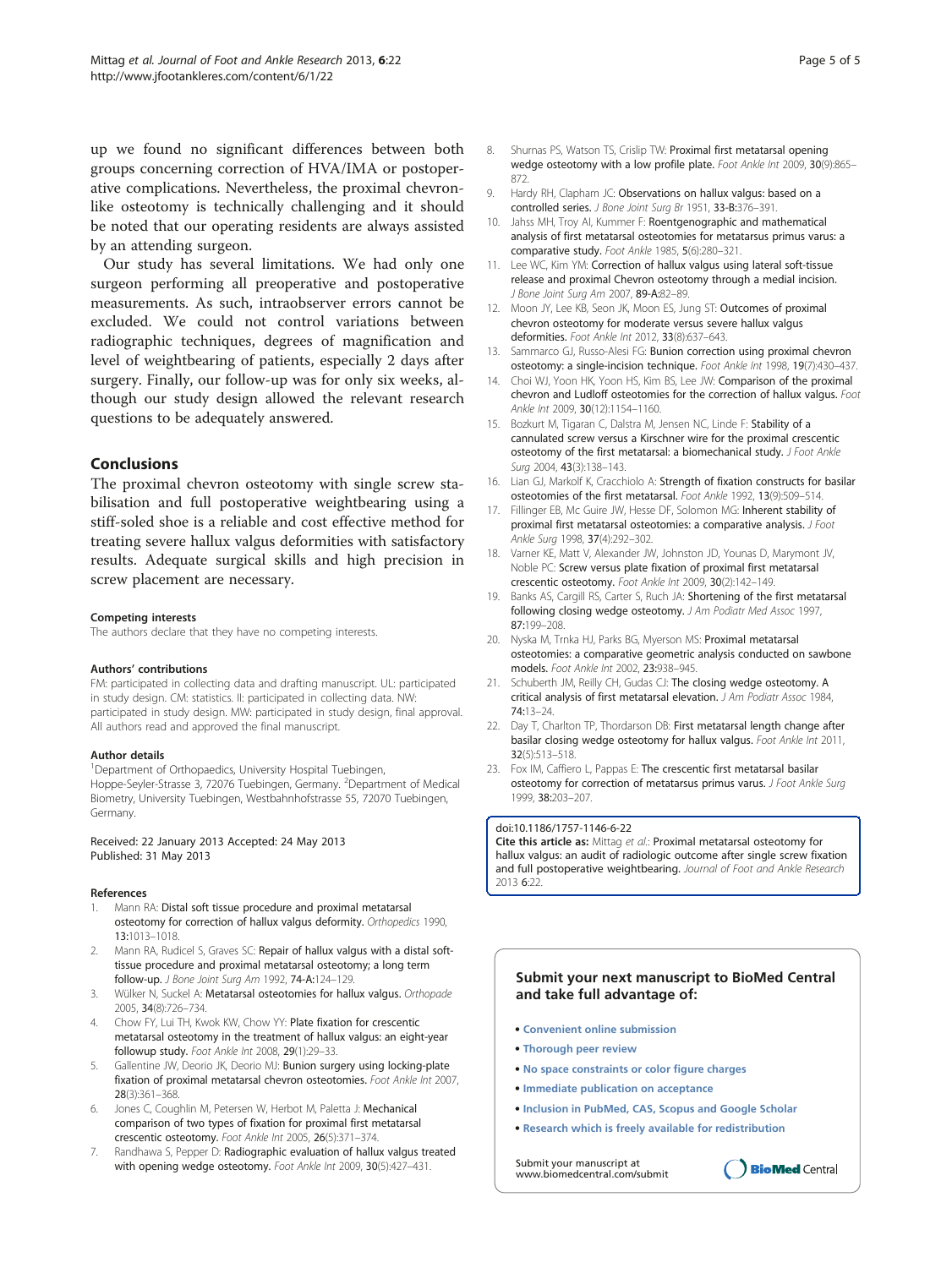up we found no significant differences between both groups concerning correction of HVA/IMA or postoperative complications. Nevertheless, the proximal chevron-like osteotomy is technically challenging and it should be noted that our operating residents are always assisted by an attending surgeon.

Our study has several limitations. We had only one surgeon performing all preoperative and postoperative measurements. As such, intraobserver errors cannot be excluded. We could not control variations between radiographic techniques, degrees of magnification and level of weightbearing of patients, especially 2 days after surgery. Finally, our follow-up was for only six weeks, although our study design allowed the relevant research questions to be adequately answered.

## Conclusions

The proximal chevron osteotomy with single screw stabilisation and full postoperative weightbearing using a stiff-soled shoe is a reliable and cost effective method for treating severe hallux valgus deformities with satisfactory results. Adequate surgical skills and high precision in screw placement are necessary.

#### Competing interests

The authors declare that they have no competing interests.

#### Authors' contributions

FM: participated in collecting data and drafting manuscript. UL: participated in study design. CM: statistics. II: participated in collecting data. NW: participated in study design. MW: participated in study design, final approval. All authors read and approved the final manuscript.

#### Author details

[1]Department of Orthopaedics, University Hospital Tuebingen, Hoppe-Seyler-Strasse 3, 72076 Tuebingen, Germany. [2]Department of Medical Biometry, University Tuebingen, Westbahnhofstrasse 55, 72070 Tuebingen, Germany.

Received: 22 January 2013 Accepted: 24 May 2013
Published: 31 May 2013

#### References

1. Mann RA: **Distal soft tissue procedure and proximal metatarsal osteotomy for correction of hallux valgus deformity.** *Orthopedics* 1990, **13**:1013–1018.
2. Mann RA, Rudicel S, Graves SC: **Repair of hallux valgus with a distal soft-tissue procedure and proximal metatarsal osteotomy; a long term follow-up.** *J Bone Joint Surg Am* 1992, **74-A**:124–129.
3. Wülker N, Suckel A: **Metatarsal osteotomies for hallux valgus.** *Orthopade* 2005, **34**(8):726–734.
4. Chow FY, Lui TH, Kwok KW, Chow YY: **Plate fixation for crescentic metatarsal osteotomy in the treatment of hallux valgus: an eight-year followup study.** *Foot Ankle Int* 2008, **29**(1):29–33.
5. Gallentine JW, Deorio JK, Deorio MJ: **Bunion surgery using locking-plate fixation of proximal metatarsal chevron osteotomies.** *Foot Ankle Int* 2007, **28**(3):361–368.
6. Jones C, Coughlin M, Petersen W, Herbot M, Paletta J: **Mechanical comparison of two types of fixation for proximal first metatarsal crescentic osteotomy.** *Foot Ankle Int* 2005, **26**(5):371–374.
7. Randhawa S, Pepper D: **Radiographic evaluation of hallux valgus treated with opening wedge osteotomy.** *Foot Ankle Int* 2009, **30**(5):427–431.
8. Shurnas PS, Watson TS, Crislip TW: **Proximal first metatarsal opening wedge osteotomy with a low profile plate.** *Foot Ankle Int* 2009, **30**(9):865–872.
9. Hardy RH, Clapham JC: **Observations on hallux valgus: based on a controlled series.** *J Bone Joint Surg Br* 1951, **33-B**:376–391.
10. Jahss MH, Troy AI, Kummer F: **Roentgenographic and mathematical analysis of first metatarsal osteotomies for metatarsus primus varus: a comparative study.** *Foot Ankle* 1985, **5**(6):280–321.
11. Lee WC, Kim YM: **Correction of hallux valgus using lateral soft-tissue release and proximal Chevron osteotomy through a medial incision.** *J Bone Joint Surg Am* 2007, **89-A**:82–89.
12. Moon JY, Lee KB, Seon JK, Moon ES, Jung ST: **Outcomes of proximal chevron osteotomy for moderate versus severe hallux valgus deformities.** *Foot Ankle Int* 2012, **33**(8):637–643.
13. Sammarco GJ, Russo-Alesi FG: **Bunion correction using proximal chevron osteotomy: a single-incision technique.** *Foot Ankle Int* 1998, **19**(7):430–437.
14. Choi WJ, Yoon HK, Yoon HS, Kim BS, Lee JW: **Comparison of the proximal chevron and Ludloff osteotomies for the correction of hallux valgus.** *Foot Ankle Int* 2009, **30**(12):1154–1160.
15. Bozkurt M, Tigaran C, Dalstra M, Jensen NC, Linde F: **Stability of a cannulated screw versus a Kirschner wire for the proximal crescentic osteotomy of the first metatarsal: a biomechanical study.** *J Foot Ankle Surg* 2004, **43**(3):138–143.
16. Lian GJ, Markolf K, Cracchiolo A: **Strength of fixation constructs for basilar osteotomies of the first metatarsal.** *Foot Ankle* 1992, **13**(9):509–514.
17. Fillinger EB, Mc Guire JW, Hesse DF, Solomon MG: **Inherent stability of proximal first metatarsal osteotomies: a comparative analysis.** *J Foot Ankle Surg* 1998, **37**(4):292–302.
18. Varner KE, Matt V, Alexander JW, Johnston JD, Younas D, Marymont JV, Noble PC: **Screw versus plate fixation of proximal first metatarsal crescentic osteotomy.** *Foot Ankle Int* 2009, **30**(2):142–149.
19. Banks AS, Cargill RS, Carter S, Ruch JA: **Shortening of the first metatarsal following closing wedge osteotomy.** *J Am Podiatr Med Assoc* 1997, **87**:199–208.
20. Nyska M, Trnka HJ, Parks BG, Myerson MS: **Proximal metatarsal osteotomies: a comparative geometric analysis conducted on sawbone models.** *Foot Ankle Int* 2002, **23**:938–945.
21. Schuberth JM, Reilly CH, Gudas CJ: **The closing wedge osteotomy. A critical analysis of first metatarsal elevation.** *J Am Podiatr Assoc* 1984, **74**:13–24.
22. Day T, Charlton TP, Thordarson DB: **First metatarsal length change after basilar closing wedge osteotomy for hallux valgus.** *Foot Ankle Int* 2011, **32**(5):513–518.
23. Fox IM, Caffiero L, Pappas E: **The crescentic first metatarsal basilar osteotomy for correction of metatarsus primus varus.** *J Foot Ankle Surg* 1999, **38**:203–207.

doi:10.1186/1757-1146-6-22
**Cite this article as:** Mittag *et al.*: Proximal metatarsal osteotomy for hallux valgus: an audit of radiologic outcome after single screw fixation and full postoperative weightbearing. *Journal of Foot and Ankle Research* 2013 **6**:22.

**Submit your next manuscript to BioMed Central and take full advantage of:**

- Convenient online submission
- Thorough peer review
- No space constraints or color figure charges
- Immediate publication on acceptance
- Inclusion in PubMed, CAS, Scopus and Google Scholar
- Research which is freely available for redistribution

Submit your manuscript at www.biomedcentral.com/submit

BioMed Central